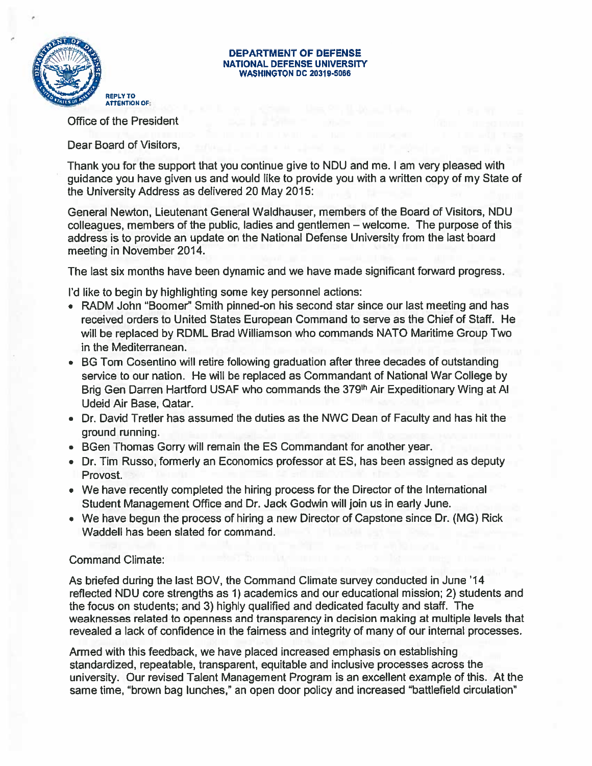**DEPARTMENT OF DEFENSE**
**NATIONAL DEFENSE UNIVERSITY**
**WASHINGTON DC 20319-5066**

REPLY TO ATTENTION OF:

Office of the President

Dear Board of Visitors,

Thank you for the support that you continue give to NDU and me. I am very pleased with guidance you have given us and would like to provide you with a written copy of my State of the University Address as delivered 20 May 2015:

General Newton, Lieutenant General Waldhauser, members of the Board of Visitors, NDU colleagues, members of the public, ladies and gentlemen – welcome. The purpose of this address is to provide an update on the National Defense University from the last board meeting in November 2014.

The last six months have been dynamic and we have made significant forward progress.

I'd like to begin by highlighting some key personnel actions:

- RADM John "Boomer" Smith pinned-on his second star since our last meeting and has received orders to United States European Command to serve as the Chief of Staff. He will be replaced by RDML Brad Williamson who commands NATO Maritime Group Two in the Mediterranean.
- BG Tom Cosentino will retire following graduation after three decades of outstanding service to our nation. He will be replaced as Commandant of National War College by Brig Gen Darren Hartford USAF who commands the 379th Air Expeditionary Wing at Al Udeid Air Base, Qatar.
- Dr. David Tretler has assumed the duties as the NWC Dean of Faculty and has hit the ground running.
- BGen Thomas Gorry will remain the ES Commandant for another year.
- Dr. Tim Russo, formerly an Economics professor at ES, has been assigned as deputy Provost.
- We have recently completed the hiring process for the Director of the International Student Management Office and Dr. Jack Godwin will join us in early June.
- We have begun the process of hiring a new Director of Capstone since Dr. (MG) Rick Waddell has been slated for command.

Command Climate:

As briefed during the last BOV, the Command Climate survey conducted in June '14 reflected NDU core strengths as 1) academics and our educational mission; 2) students and the focus on students; and 3) highly qualified and dedicated faculty and staff. The weaknesses related to openness and transparency in decision making at multiple levels that revealed a lack of confidence in the fairness and integrity of many of our internal processes.

Armed with this feedback, we have placed increased emphasis on establishing standardized, repeatable, transparent, equitable and inclusive processes across the university. Our revised Talent Management Program is an excellent example of this. At the same time, "brown bag lunches," an open door policy and increased "battlefield circulation"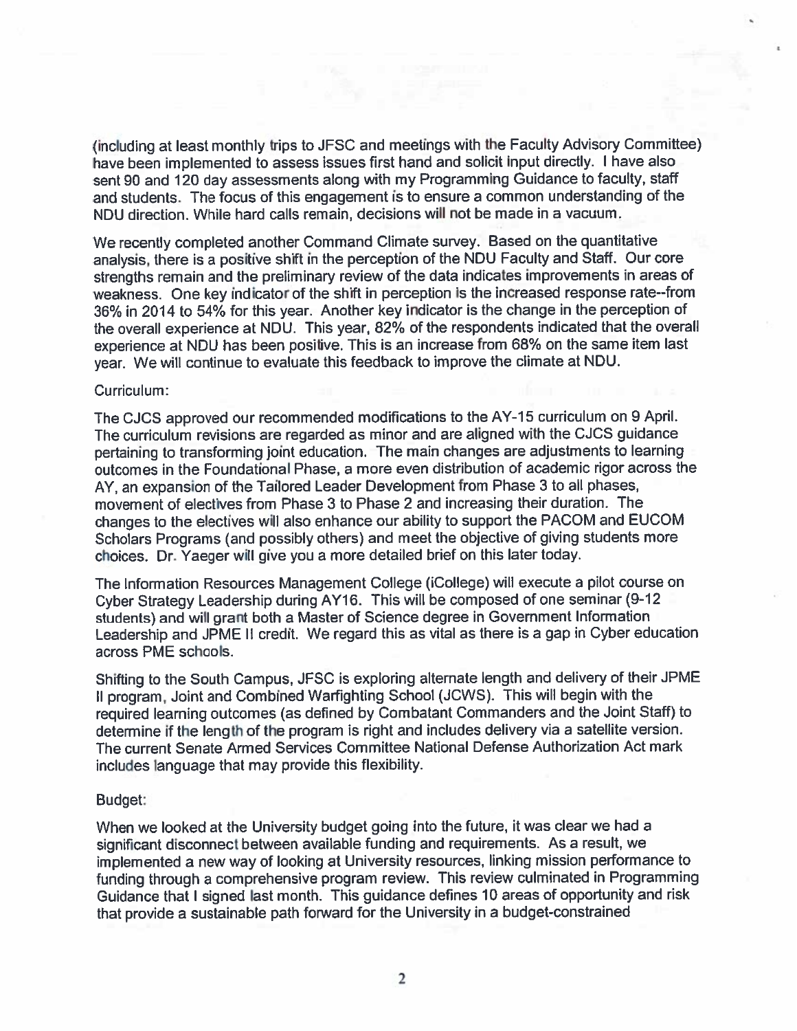(including at least monthly trips to JFSC and meetings with the Faculty Advisory Committee) have been implemented to assess issues first hand and solicit input directly. I have also sent 90 and 120 day assessments along with my Programming Guidance to faculty, staff and students. The focus of this engagement is to ensure a common understanding of the NDU direction. While hard calls remain, decisions will not be made in a vacuum.

We recently completed another Command Climate survey. Based on the quantitative analysis, there is a positive shift in the perception of the NDU Faculty and Staff. Our core strengths remain and the preliminary review of the data indicates improvements in areas of weakness. One key indicator of the shift in perception is the increased response rate--from 36% in 2014 to 54% for this year. Another key indicator is the change in the perception of the overall experience at NDU. This year, 82% of the respondents indicated that the overall experience at NDU has been positive. This is an increase from 68% on the same item last year. We will continue to evaluate this feedback to improve the climate at NDU.

Curriculum:

The CJCS approved our recommended modifications to the AY-15 curriculum on 9 April. The curriculum revisions are regarded as minor and are aligned with the CJCS guidance pertaining to transforming joint education. The main changes are adjustments to learning outcomes in the Foundational Phase, a more even distribution of academic rigor across the AY, an expansion of the Tailored Leader Development from Phase 3 to all phases, movement of electives from Phase 3 to Phase 2 and increasing their duration. The changes to the electives will also enhance our ability to support the PACOM and EUCOM Scholars Programs (and possibly others) and meet the objective of giving students more choices. Dr. Yaeger will give you a more detailed brief on this later today.

The Information Resources Management College (iCollege) will execute a pilot course on Cyber Strategy Leadership during AY16. This will be composed of one seminar (9-12 students) and will grant both a Master of Science degree in Government Information Leadership and JPME II credit. We regard this as vital as there is a gap in Cyber education across PME schools.

Shifting to the South Campus, JFSC is exploring alternate length and delivery of their JPME II program, Joint and Combined Warfighting School (JCWS). This will begin with the required learning outcomes (as defined by Combatant Commanders and the Joint Staff) to determine if the length of the program is right and includes delivery via a satellite version. The current Senate Armed Services Committee National Defense Authorization Act mark includes language that may provide this flexibility.

Budget:

When we looked at the University budget going into the future, it was clear we had a significant disconnect between available funding and requirements. As a result, we implemented a new way of looking at University resources, linking mission performance to funding through a comprehensive program review. This review culminated in Programming Guidance that I signed last month. This guidance defines 10 areas of opportunity and risk that provide a sustainable path forward for the University in a budget-constrained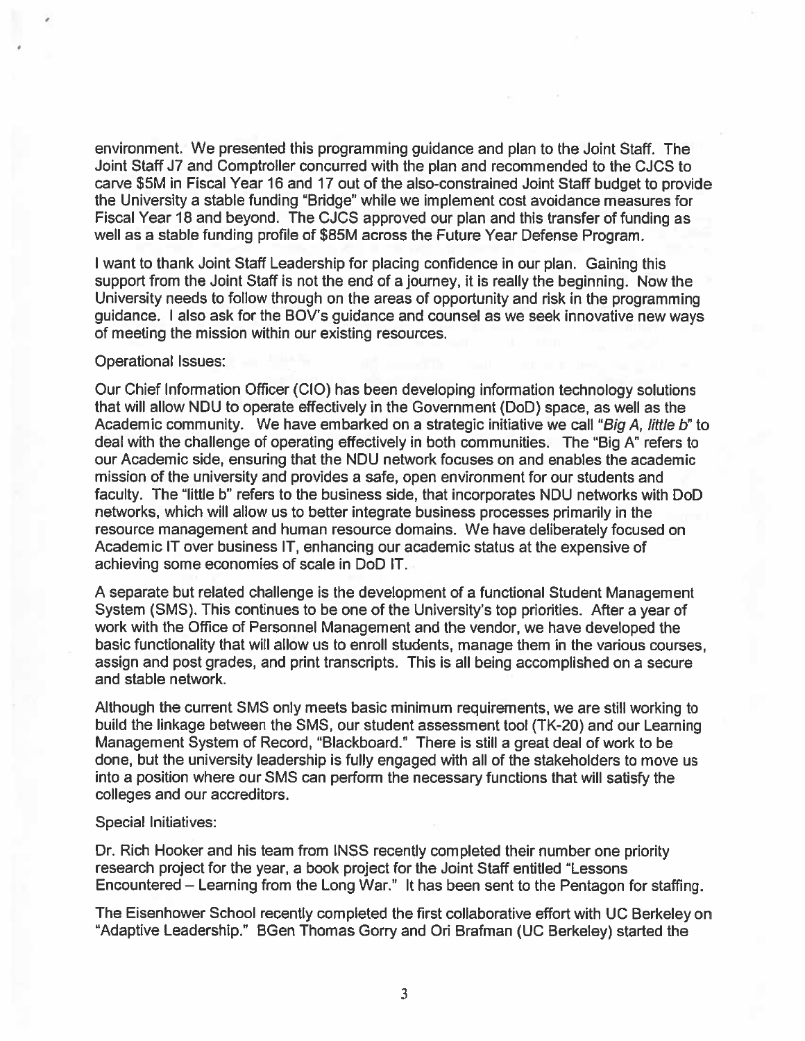environment. We presented this programming guidance and plan to the Joint Staff. The Joint Staff J7 and Comptroller concurred with the plan and recommended to the CJCS to carve $5M in Fiscal Year 16 and 17 out of the also-constrained Joint Staff budget to provide the University a stable funding "Bridge" while we implement cost avoidance measures for Fiscal Year 18 and beyond. The CJCS approved our plan and this transfer of funding as well as a stable funding profile of $85M across the Future Year Defense Program.

I want to thank Joint Staff Leadership for placing confidence in our plan. Gaining this support from the Joint Staff is not the end of a journey, it is really the beginning. Now the University needs to follow through on the areas of opportunity and risk in the programming guidance. I also ask for the BOV's guidance and counsel as we seek innovative new ways of meeting the mission within our existing resources.

Operational Issues:

Our Chief Information Officer (CIO) has been developing information technology solutions that will allow NDU to operate effectively in the Government (DoD) space, as well as the Academic community. We have embarked on a strategic initiative we call "*Big A, little b*" to deal with the challenge of operating effectively in both communities. The "Big A" refers to our Academic side, ensuring that the NDU network focuses on and enables the academic mission of the university and provides a safe, open environment for our students and faculty. The "little b" refers to the business side, that incorporates NDU networks with DoD networks, which will allow us to better integrate business processes primarily in the resource management and human resource domains. We have deliberately focused on Academic IT over business IT, enhancing our academic status at the expensive of achieving some economies of scale in DoD IT.

A separate but related challenge is the development of a functional Student Management System (SMS). This continues to be one of the University's top priorities. After a year of work with the Office of Personnel Management and the vendor, we have developed the basic functionality that will allow us to enroll students, manage them in the various courses, assign and post grades, and print transcripts. This is all being accomplished on a secure and stable network.

Although the current SMS only meets basic minimum requirements, we are still working to build the linkage between the SMS, our student assessment tool (TK-20) and our Learning Management System of Record, "Blackboard." There is still a great deal of work to be done, but the university leadership is fully engaged with all of the stakeholders to move us into a position where our SMS can perform the necessary functions that will satisfy the colleges and our accreditors.

Special Initiatives:

Dr. Rich Hooker and his team from INSS recently completed their number one priority research project for the year, a book project for the Joint Staff entitled "Lessons Encountered – Learning from the Long War." It has been sent to the Pentagon for staffing.

The Eisenhower School recently completed the first collaborative effort with UC Berkeley on "Adaptive Leadership." BGen Thomas Gorry and Ori Brafman (UC Berkeley) started the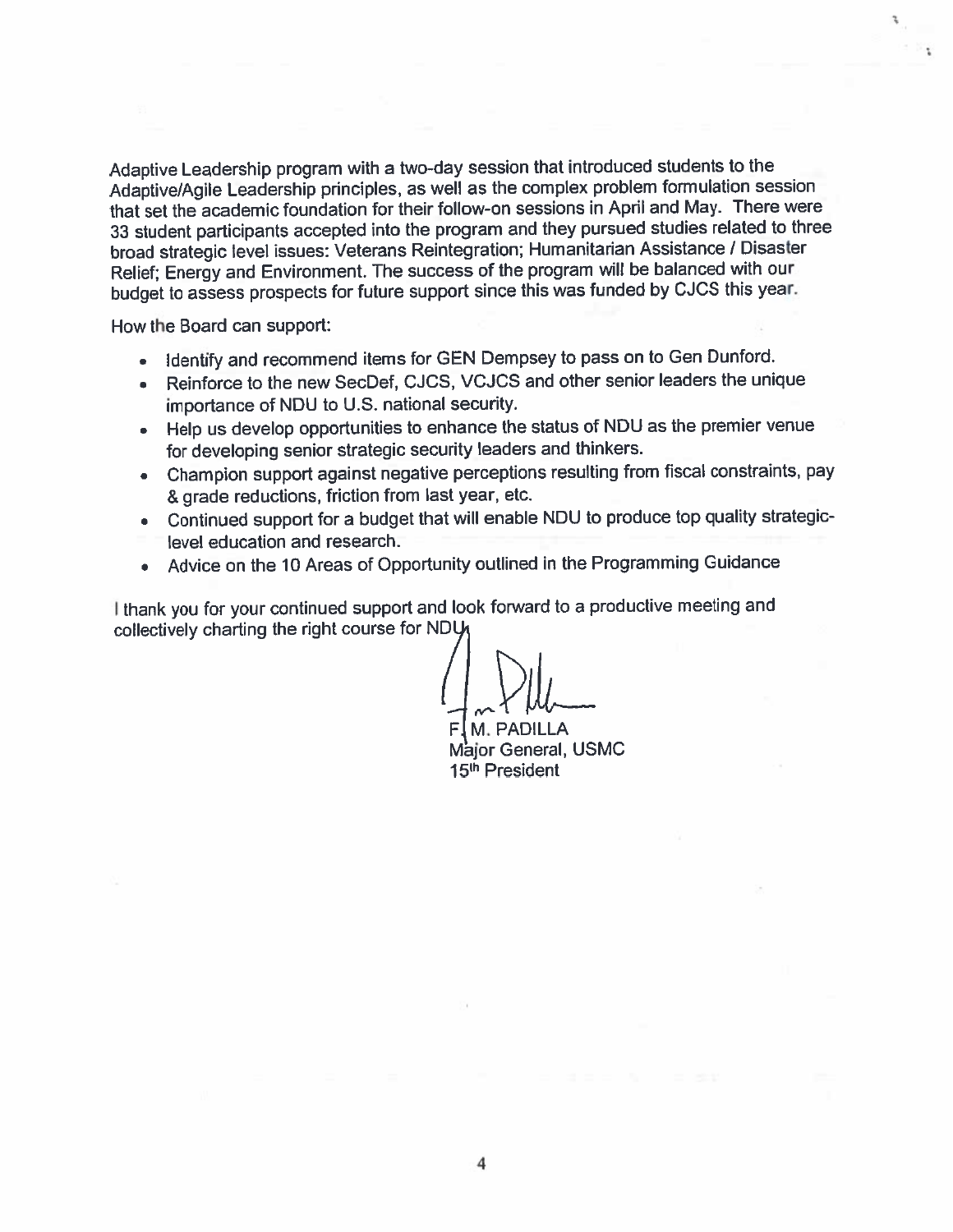Adaptive Leadership program with a two-day session that introduced students to the Adaptive/Agile Leadership principles, as well as the complex problem formulation session that set the academic foundation for their follow-on sessions in April and May. There were 33 student participants accepted into the program and they pursued studies related to three broad strategic level issues: Veterans Reintegration; Humanitarian Assistance / Disaster Relief; Energy and Environment. The success of the program will be balanced with our budget to assess prospects for future support since this was funded by CJCS this year.

How the Board can support:

- Identify and recommend items for GEN Dempsey to pass on to Gen Dunford.
- Reinforce to the new SecDef, CJCS, VCJCS and other senior leaders the unique importance of NDU to U.S. national security.
- Help us develop opportunities to enhance the status of NDU as the premier venue for developing senior strategic security leaders and thinkers.
- Champion support against negative perceptions resulting from fiscal constraints, pay & grade reductions, friction from last year, etc.
- Continued support for a budget that will enable NDU to produce top quality strategic-level education and research.
- Advice on the 10 Areas of Opportunity outlined in the Programming Guidance

I thank you for your continued support and look forward to a productive meeting and collectively charting the right course for NDU.

F. M. PADILLA
Major General, USMC
15th President